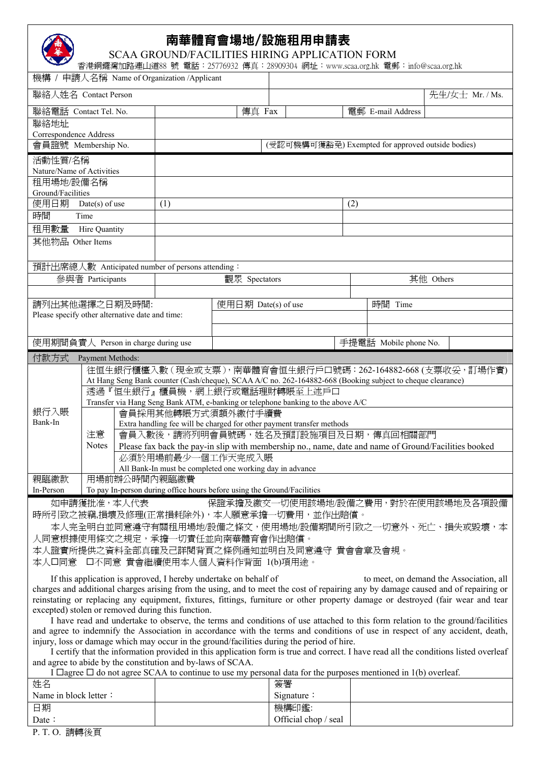# 南華體育會場地/設施租用申請表

## SCAA GROUND/FACILITIES HIRING APPLICATION FORM

香港銅鑼灣加路連山道88 號 電話：25776932 傳真：28909304 網址：www.scaa.org.hk 電郵：info@scaa.org.hk

| | | | | | |
|---|---|---|---|---|---|
| 機構 / 申請人名稱 Name of Organization /Applicant | | | | | |
| 聯絡人姓名 Contact Person | | | | | 先生/女士 Mr. / Ms. |
| 聯絡電話 Contact Tel. No. | | 傳真 Fax | | 電郵 E-mail Address | |
| 聯絡地址 Correspondence Address | | | | | |
| 會員證號 Membership No. | | (受認可機構可獲豁免) Exempted for approved outside bodies) | | | |

| | | |
|---|---|---|
| 活動性質/名稱 Nature/Name of Activities | | |
| 租用場地/設備名稱 Ground/Facilities | | |
| 使用日期 Date(s) of use | (1) | (2) |
| 時間 Time | | |
| 租用數量 Hire Quantity | | |
| 其他物品 Other Items | | |

預計出席總人數 Anticipated number of persons attending：

| 參與者 Participants | 觀眾 Spectators | 其他 Others |
|---|---|---|
| | | |

| | | |
|---|---|---|
| 請列出其他選擇之日期及時間: Please specify other alternative date and time: | 使用日期 Date(s) of use | 時間 Time |
| | | |
| | | |

| | | | |
|---|---|---|---|
| 使用期間負責人 Person in charge during use | | 手提電話 Mobile phone No. | |

付款方式 Payment Methods:

| | | |
|---|---|---|
| 銀行入賬 Bank-In | 往恒生銀行櫃檯入數（現金或支票），南華體育會恒生銀行戶口號碼：262-164882-668 (支票收妥，訂場作實) At Hang Seng Bank counter (Cash/cheque), SCAA A/C no. 262-164882-668 (Booking subject to cheque clearance) | |
| | 透過『恒生銀行』櫃員機，網上銀行或電話理財轉賬至上述戶口 Transfer via Hang Seng Bank ATM, e-banking or telephone banking to the above A/C | |
| | 注意 Notes | 會員採用其他轉賬方式須額外繳付手續費 Extra handling fee will be charged for other payment transfer methods |
| | | 會員入數後，請將列明會員號碼，姓名及預訂設施項目及日期，傳真回相關部門 Please fax back the pay-in slip with membership no., name, date and name of Ground/Facilities booked |
| | | 必須於用場前最少一個工作天完成入賬 All Bank-In must be completed one working day in advance |
| 親臨繳款 In-Person | 用場前辦公時間內親臨繳費 To pay In-person during office hours before using the Ground/Facilities | |

如申請獲批准，本人代表　　　　　　　　保證承擔及繳交一切使用該場地/設備之費用，對於在使用該場地及各項設備時所引致之被竊,損壞及修理(正常損耗除外)，本人願意承擔一切費用，並作出賠償。

本人完全明白並同意遵守有關租用場地/設備之條文，使用場地/設備期間所引致之一切意外、死亡、損失或毀壞，本人同意根據使用條文之規定，承擔一切責任並向南華體育會作出賠償。

本人證實所提供之資料全部真確及已詳閱背頁之條例通知並明白及同意遵守 貴會會章及會規。

本人□同意 □不同意 貴會繼續使用本人個人資料作背面 1(b)項用途。

If this application is approved, I hereby undertake on behalf of　　　　　　　　to meet, on demand the Association, all charges and additional charges arising from the using, and to meet the cost of repairing any by damage caused and of repairing or reinstating or replacing any equipment, fixtures, fittings, furniture or other property damage or destroyed (fair wear and tear excepted) stolen or removed during this function.

I have read and undertake to observe, the terms and conditions of use attached to this form relation to the ground/facilities and agree to indemnify the Association in accordance with the terms and conditions of use in respect of any accident, death, injury, loss or damage which may occur in the ground/facilities during the period of hire.

I certify that the information provided in this application form is true and correct. I have read all the conditions listed overleaf and agree to abide by the constitution and by-laws of SCAA.

I □agree □ do not agree SCAA to continue to use my personal data for the purposes mentioned in 1(b) overleaf.

| | | | |
|---|---|---|---|
| 姓名 Name in block letter： | | 簽署 Signature： | |
| 日期 Date： | | 機構印鑑: Official chop / seal | |

P. T. O. 請轉後頁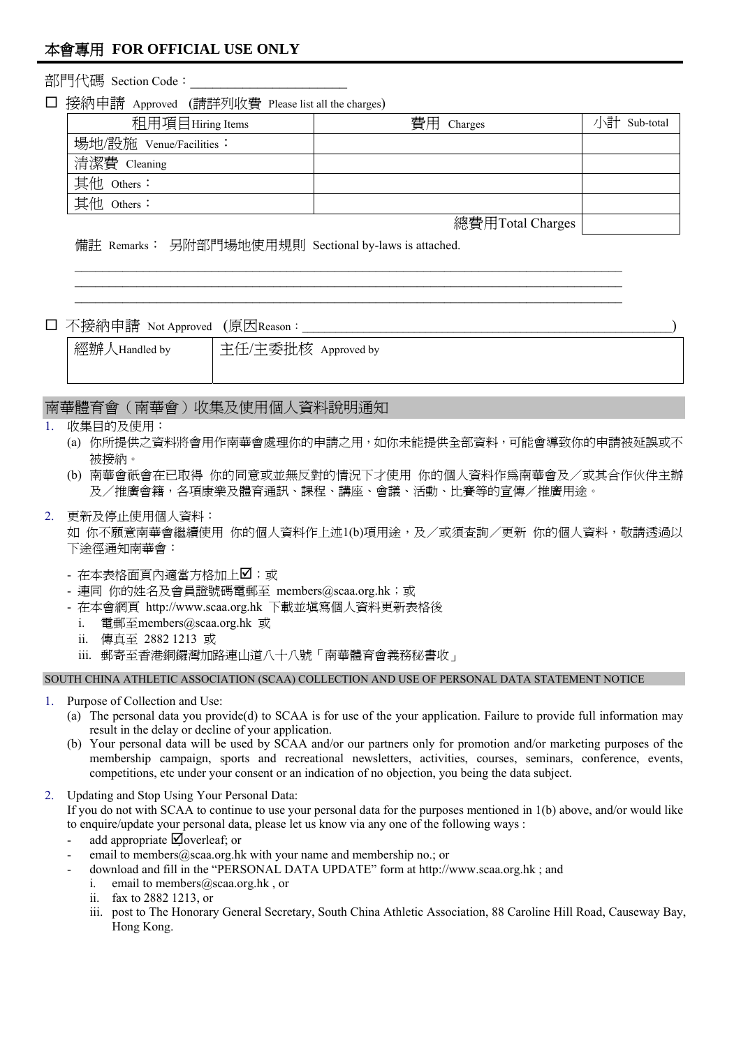## 本會專用 FOR OFFICIAL USE ONLY

部門代碼 Section Code：______________________

☐ 接納申請 Approved (請詳列收費 Please list all the charges)

| 租用項目Hiring Items | 費用 Charges | 小計 Sub-total |
|---|---|---|
| 場地/設施 Venue/Facilities： | | |
| 清潔費 Cleaning | | |
| 其他 Others： | | |
| 其他 Others： | | |
| | 總費用Total Charges | |

備註 Remarks： 另附部門場地使用規則 Sectional by-laws is attached.

_______________________________________________________________________________

_______________________________________________________________________________

_______________________________________________________________________________

☐ 不接納申請 Not Approved (原因Reason：_______________________________________________)

| 經辦人Handled by | 主任/主委批核 Approved by |
|---|---|
| | |

## 南華體育會（南華會）收集及使用個人資料說明通知

1. 收集目的及使用：
   (a) 你所提供之資料將會用作南華會處理你的申請之用，如你未能提供全部資料，可能會導致你的申請被延誤或不被接納。
   (b) 南華會祇會在已取得 你的同意或並無反對的情況下才使用 你的個人資料作爲南華會及／或其合作伙伴主辦及／推廣會籍，各項康樂及體育通訊、課程、講座、會議、活動、比賽等的宣傳／推廣用途。

2. 更新及停止使用個人資料：
   如 你不願意南華會繼續使用 你的個人資料作上述1(b)項用途，及／或須查詢／更新 你的個人資料，敬請透過以下途徑通知南華會：
   - 在本表格面頁內適當方格加上☑；或
   - 連同 你的姓名及會員證號碼電郵至 members@scaa.org.hk；或
   - 在本會網頁 http://www.scaa.org.hk 下載並填寫個人資料更新表格後
     i. 電郵至members@scaa.org.hk 或
     ii. 傳真至 2882 1213 或
     iii. 郵寄至香港銅鑼灣加路連山道八十八號「南華體育會義務秘書收」

## SOUTH CHINA ATHLETIC ASSOCIATION (SCAA) COLLECTION AND USE OF PERSONAL DATA STATEMENT NOTICE

1. Purpose of Collection and Use:
   (a) The personal data you provide(d) to SCAA is for use of the your application. Failure to provide full information may result in the delay or decline of your application.
   (b) Your personal data will be used by SCAA and/or our partners only for promotion and/or marketing purposes of the membership campaign, sports and recreational newsletters, activities, courses, seminars, conference, events, competitions, etc under your consent or an indication of no objection, you being the data subject.

2. Updating and Stop Using Your Personal Data:
   If you do not with SCAA to continue to use your personal data for the purposes mentioned in 1(b) above, and/or would like to enquire/update your personal data, please let us know via any one of the following ways :
   - add appropriate ☑overleaf; or
   - email to members@scaa.org.hk with your name and membership no.; or
   - download and fill in the "PERSONAL DATA UPDATE" form at http://www.scaa.org.hk ; and
     i. email to members@scaa.org.hk , or
     ii. fax to 2882 1213, or
     iii. post to The Honorary General Secretary, South China Athletic Association, 88 Caroline Hill Road, Causeway Bay, Hong Kong.